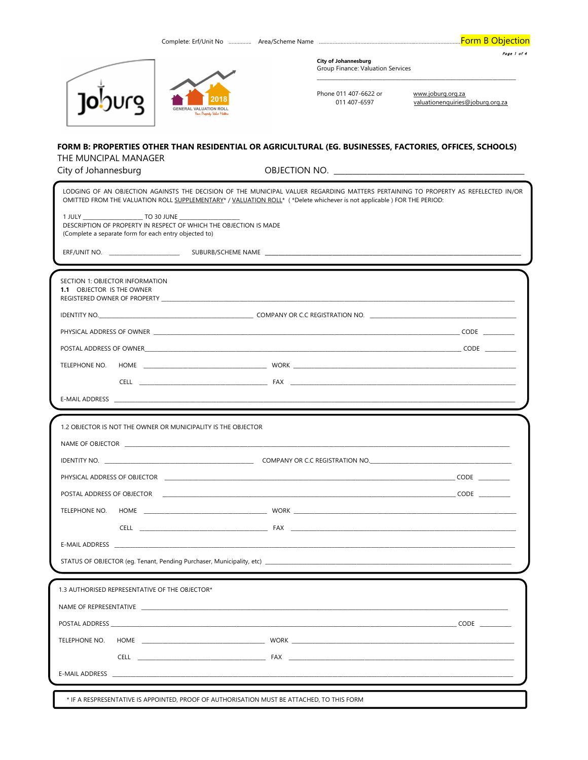Complete: Erf/Unit No .............. Area/Scheme Name ........................................................................................... Form B Objection

**City of Johannesburg**
Group Finance: Valuation Services

Phone 011 407-6622 or 011 407-6597

www.joburg.org.za
valuationenquiries@joburg.org.za

## FORM B: PROPERTIES OTHER THAN RESIDENTIAL OR AGRICULTURAL (EG. BUSINESSES, FACTORIES, OFFICES, SCHOOLS)

THE MUNCIPAL MANAGER
City of Johannesburg

OBJECTION NO. ______________________________

LODGING OF AN OBJECTION AGAINSTS THE DECISION OF THE MUNICIPAL VALUER REGARDING MATTERS PERTAINING TO PROPERTY AS REFELECTED IN/OR OMITTED FROM THE VALUATION ROLL SUPPLEMENTARY* / VALUATION ROLL* ( *Delete whichever is not applicable ) FOR THE PERIOD:

1 JULY ________________ TO 30 JUNE ________________

DESCRIPTION OF PROPERTY IN RESPECT OF WHICH THE OBJECTION IS MADE
(Complete a separate form for each entry objected to)

ERF/UNIT NO. ________________ SUBURB/SCHEME NAME ______________________________

SECTION 1: OBJECTOR INFORMATION

**1.1** OBJECTOR IS THE OWNER

REGISTERED OWNER OF PROPERTY ______________________________

IDENTITY NO. ______________________ COMPANY OR C.C REGISTRATION NO. ______________________

PHYSICAL ADDRESS OF OWNER ______________________________ CODE ________

POSTAL ADDRESS OF OWNER ______________________________ CODE ________

TELEPHONE NO. HOME ________________ WORK ________________

CELL ________________ FAX ________________

E-MAIL ADDRESS ______________________________

1.2 OBJECTOR IS NOT THE OWNER OR MUNICIPALITY IS THE OBJECTOR

NAME OF OBJECTOR ______________________________

IDENTITY NO. ______________________ COMPANY OR C.C REGISTRATION NO. ______________________

PHYSICAL ADDRESS OF OBJECTOR ______________________________ CODE ________

POSTAL ADDRESS OF OBJECTOR ______________________________ CODE ________

TELEPHONE NO. HOME ________________ WORK ________________

CELL ________________ FAX ________________

E-MAIL ADDRESS ______________________________

STATUS OF OBJECTOR (eg. Tenant, Pending Purchaser, Municipality, etc) ______________________________

1.3 AUTHORISED REPRESENTATIVE OF THE OBJECTOR*

NAME OF REPRESENTATIVE ______________________________

POSTAL ADDRESS ______________________________ CODE ________

TELEPHONE NO. HOME ________________ WORK ________________

CELL ________________ FAX ________________

E-MAIL ADDRESS ______________________________

* IF A RESPRESENTATIVE IS APPOINTED, PROOF OF AUTHORISATION MUST BE ATTACHED, TO THIS FORM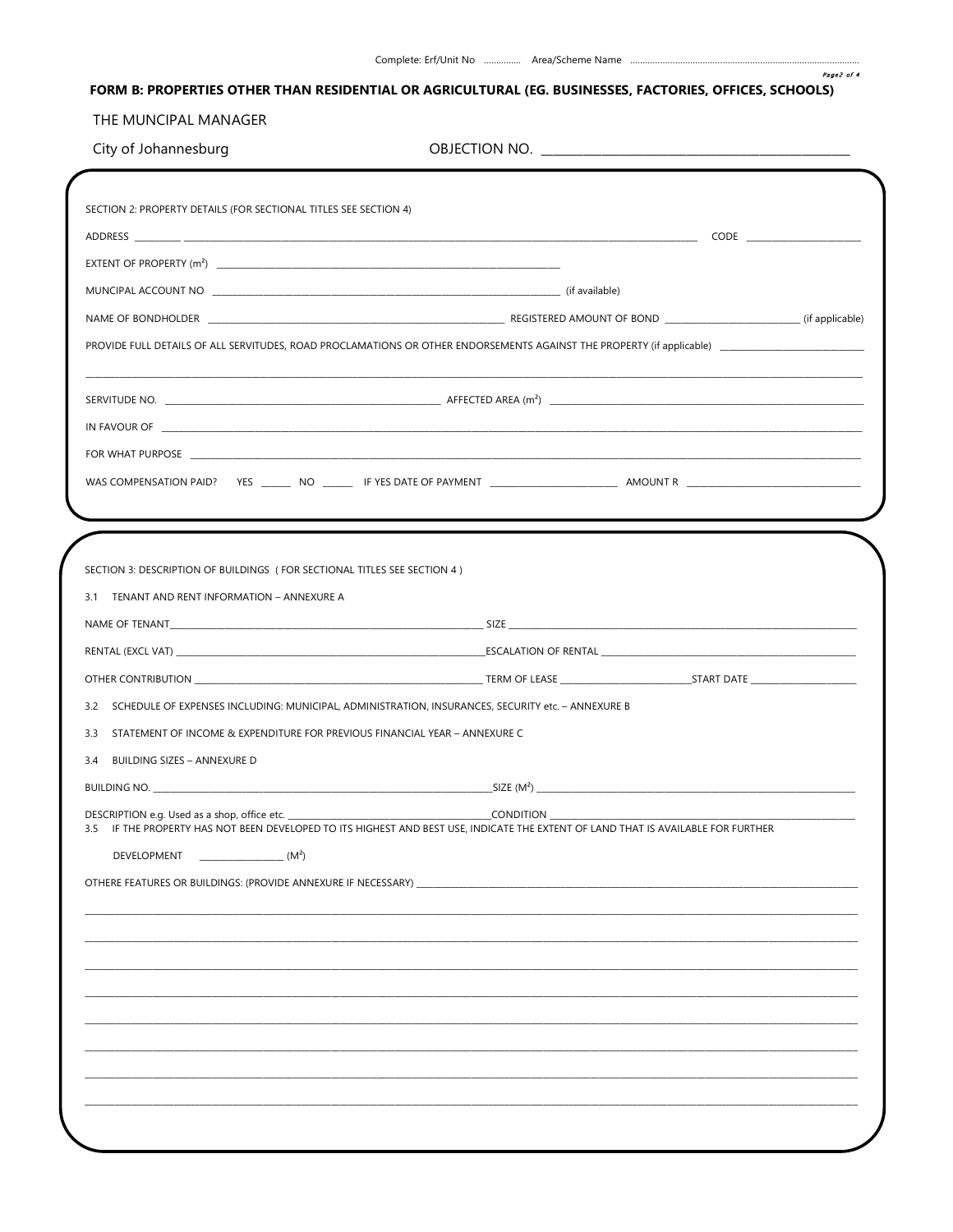Complete: Erf/Unit No ............... Area/Scheme Name ............................................................................................

**FORM B: PROPERTIES OTHER THAN RESIDENTIAL OR AGRICULTURAL (EG. BUSINESSES, FACTORIES, OFFICES, SCHOOLS)**

THE MUNCIPAL MANAGER

City of Johannesburg OBJECTION NO. ________________________________________________

SECTION 2: PROPERTY DETAILS (FOR SECTIONAL TITLES SEE SECTION 4)

ADDRESS __________ ______________________________________________________________________________ CODE ________________________

EXTENT OF PROPERTY (m²) ______________________________________________________________________________

MUNCIPAL ACCOUNT NO ______________________________________________________________________________ (if available)

NAME OF BONDHOLDER ___________________________________________________________________ REGISTERED AMOUNT OF BOND ____________________________ (if applicable)

PROVIDE FULL DETAILS OF ALL SERVITUDES, ROAD PROCLAMATIONS OR OTHER ENDORSEMENTS AGAINST THE PROPERTY (if applicable) ______________________________

_____________________________________________________________________________________________________________________________________________

SERVITUDE NO. ____________________________________________________________ AFFECTED AREA (m²) ______________________________________________________________

IN FAVOUR OF _______________________________________________________________________________________________________________________________

FOR WHAT PURPOSE __________________________________________________________________________________________________________________________

WAS COMPENSATION PAID? YES ______ NO ______ IF YES DATE OF PAYMENT __________________________ AMOUNT R ____________________________________

SECTION 3: DESCRIPTION OF BUILDINGS ( FOR SECTIONAL TITLES SEE SECTION 4 )

3.1 TENANT AND RENT INFORMATION – ANNEXURE A

NAME OF TENANT_______________________________________________________________________ SIZE ___________________________________________________________________________

RENTAL (EXCL VAT) _____________________________________________________________________ESCALATION OF RENTAL __________________________________________________________

OTHER CONTRIBUTION ______________________________________________________________ TERM OF LEASE ____________________________START DATE ______________________

3.2 SCHEDULE OF EXPENSES INCLUDING: MUNICIPAL, ADMINISTRATION, INSURANCES, SECURITY etc. – ANNEXURE B

3.3 STATEMENT OF INCOME & EXPENDITURE FOR PREVIOUS FINANCIAL YEAR – ANNEXURE C

3.4 BUILDING SIZES – ANNEXURE D

BUILDING NO. ___________________________________________________________________________SIZE (M²) ______________________________________________________________________

DESCRIPTION e.g. Used as a shop, office etc. ____________________________________________CONDITION _______________________________________________________________

3.5 IF THE PROPERTY HAS NOT BEEN DEVELOPED TO ITS HIGHEST AND BEST USE, INDICATE THE EXTENT OF LAND THAT IS AVAILABLE FOR FURTHER DEVELOPMENT __________________ (M²)

OTHERE FEATURES OR BUILDINGS: (PROVIDE ANNEXURE IF NECESSARY) ______________________________________________________________________________________

_____________________________________________________________________________________________________________________________________________

_____________________________________________________________________________________________________________________________________________

_____________________________________________________________________________________________________________________________________________

_____________________________________________________________________________________________________________________________________________

_____________________________________________________________________________________________________________________________________________

_____________________________________________________________________________________________________________________________________________

_____________________________________________________________________________________________________________________________________________

_____________________________________________________________________________________________________________________________________________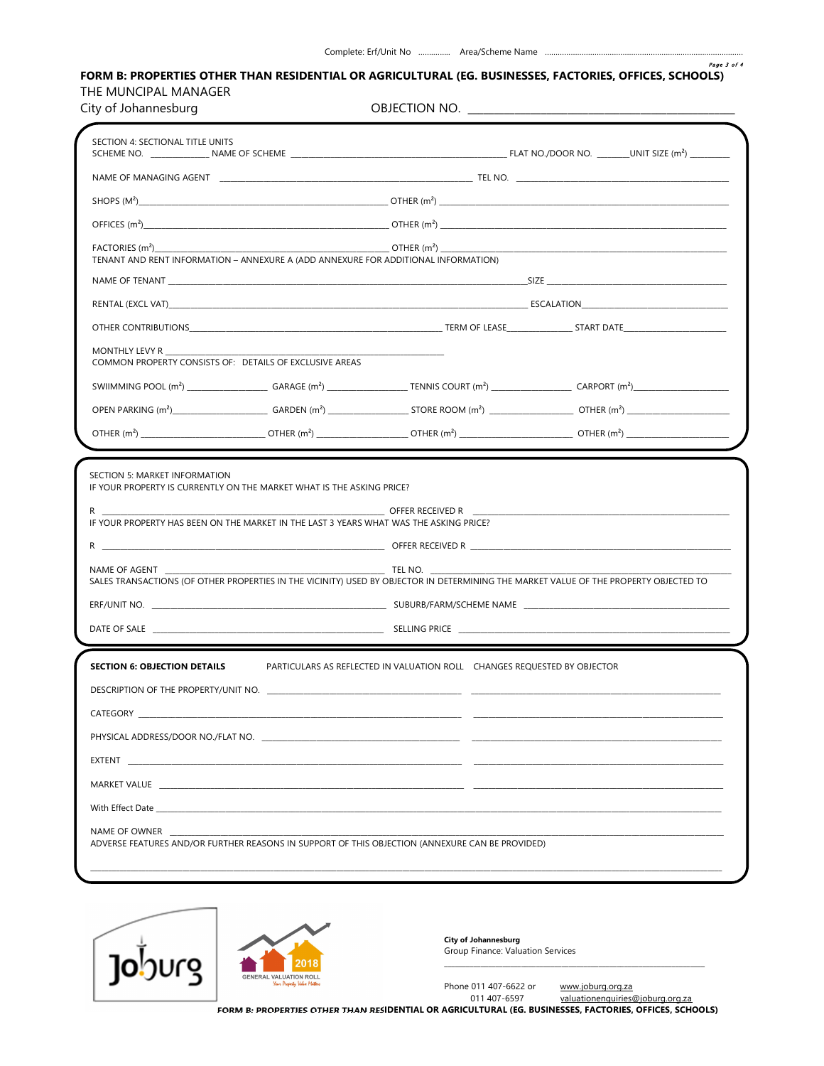Complete: Erf/Unit No .............. Area/Scheme Name ..........................................................................................

**FORM B: PROPERTIES OTHER THAN RESIDENTIAL OR AGRICULTURAL (EG. BUSINESSES, FACTORIES, OFFICES, SCHOOLS)**

THE MUNCIPAL MANAGER
City of Johannesburg

OBJECTION NO. ______________________________

SECTION 4: SECTIONAL TITLE UNITS

SCHEME NO. ____________ NAME OF SCHEME ______________________________ FLAT NO./DOOR NO. _______UNIT SIZE ($m^2$) ________

NAME OF MANAGING AGENT ______________________________ TEL NO. ______________________________

SHOPS ($M^2$)______________________________ OTHER ($m^2$) ______________________________

OFFICES ($m^2$)______________________________ OTHER ($m^2$) ______________________________

FACTORIES ($m^2$)______________________________ OTHER ($m^2$) ______________________________

TENANT AND RENT INFORMATION – ANNEXURE A (ADD ANNEXURE FOR ADDITIONAL INFORMATION)

NAME OF TENANT ______________________________ SIZE ______________________________

RENTAL (EXCL VAT)______________________________ ESCALATION______________________________

OTHER CONTRIBUTIONS______________________________ TERM OF LEASE______________ START DATE______________________

MONTHLY LEVY R ______________________________

COMMON PROPERTY CONSISTS OF: DETAILS OF EXCLUSIVE AREAS

SWIIMMING POOL ($m^2$) ________________ GARAGE ($m^2$) ________________ TENNIS COURT ($m^2$) ________________ CARPORT ($m^2$)________________

OPEN PARKING ($m^2$)________________ GARDEN ($m^2$) ________________ STORE ROOM ($m^2$) ________________ OTHER ($m^2$) ________________

OTHER ($m^2$) ________________ OTHER ($m^2$) ________________ OTHER ($m^2$) ________________ OTHER ($m^2$) ________________

SECTION 5: MARKET INFORMATION

IF YOUR PROPERTY IS CURRENTLY ON THE MARKET WHAT IS THE ASKING PRICE?

R ______________________________ OFFER RECEIVED R ______________________________

IF YOUR PROPERTY HAS BEEN ON THE MARKET IN THE LAST 3 YEARS WHAT WAS THE ASKING PRICE?

R ______________________________ OFFER RECEIVED R ______________________________

NAME OF AGENT ______________________________ TEL NO. ______________________________

SALES TRANSACTIONS (OF OTHER PROPERTIES IN THE VICINITY) USED BY OBJECTOR IN DETERMINING THE MARKET VALUE OF THE PROPERTY OBJECTED TO

ERF/UNIT NO. ______________________________ SUBURB/FARM/SCHEME NAME ______________________________

DATE OF SALE ______________________________ SELLING PRICE ______________________________

**SECTION 6: OBJECTION DETAILS**

| | PARTICULARS AS REFLECTED IN VALUATION ROLL | CHANGES REQUESTED BY OBJECTOR |
|---|---|---|
| DESCRIPTION OF THE PROPERTY/UNIT NO. | | |
| CATEGORY | | |
| PHYSICAL ADDRESS/DOOR NO./FLAT NO. | | |
| EXTENT | | |
| MARKET VALUE | | |

With Effect Date ______________________________

NAME OF OWNER ______________________________

ADVERSE FEATURES AND/OR FURTHER REASONS IN SUPPORT OF THIS OBJECTION (ANNEXURE CAN BE PROVIDED)

______________________________

Joburg

2018 GENERAL VALUATION ROLL
Your Property Value Matters

**City of Johannesburg**
Group Finance: Valuation Services

Phone 011 407-6622 or 011 407-6597
www.joburg.org.za
valuationenquiries@joburg.org.za

**FORM B: PROPERTIES OTHER THAN RESIDENTIAL OR AGRICULTURAL (EG. BUSINESSES, FACTORIES, OFFICES, SCHOOLS)**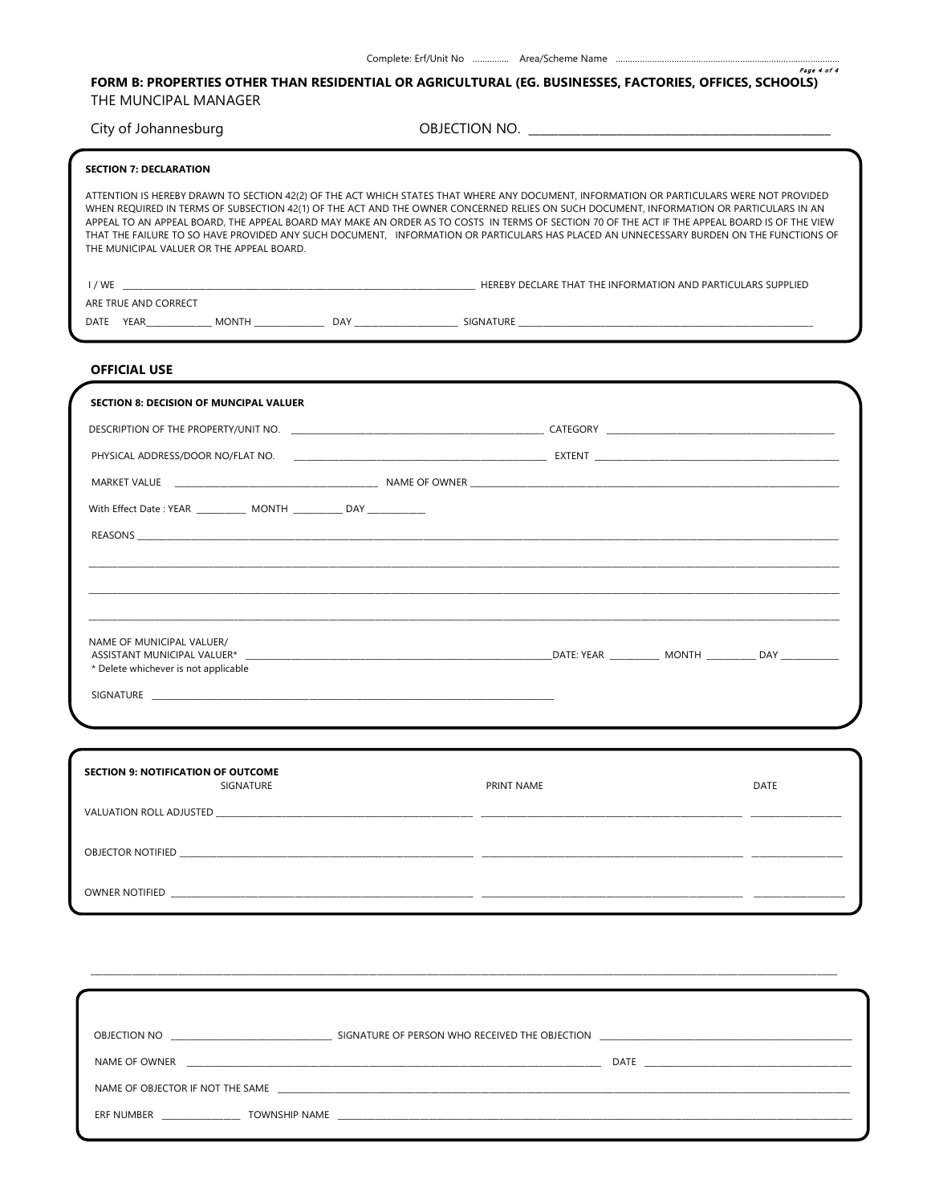Complete: Erf/Unit No ............... Area/Scheme Name ..........................................................................................

**FORM B: PROPERTIES OTHER THAN RESIDENTIAL OR AGRICULTURAL (EG. BUSINESSES, FACTORIES, OFFICES, SCHOOLS)**

THE MUNCIPAL MANAGER

City of Johannesburg

OBJECTION NO. ________________________________________________

**SECTION 7: DECLARATION**

ATTENTION IS HEREBY DRAWN TO SECTION 42(2) OF THE ACT WHICH STATES THAT WHERE ANY DOCUMENT, INFORMATION OR PARTICULARS WERE NOT PROVIDED WHEN REQUIRED IN TERMS OF SUBSECTION 42(1) OF THE ACT AND THE OWNER CONCERNED RELIES ON SUCH DOCUMENT, INFORMATION OR PARTICULARS IN AN APPEAL TO AN APPEAL BOARD, THE APPEAL BOARD MAY MAKE AN ORDER AS TO COSTS IN TERMS OF SECTION 70 OF THE ACT IF THE APPEAL BOARD IS OF THE VIEW THAT THE FAILURE TO SO HAVE PROVIDED ANY SUCH DOCUMENT, INFORMATION OR PARTICULARS HAS PLACED AN UNNECESSARY BURDEN ON THE FUNCTIONS OF THE MUNICIPAL VALUER OR THE APPEAL BOARD.

I / WE ______________________________________________ HEREBY DECLARE THAT THE INFORMATION AND PARTICULARS SUPPLIED ARE TRUE AND CORRECT

DATE YEAR______________ MONTH _______________ DAY ______________________ SIGNATURE ______________________________________

## OFFICIAL USE

**SECTION 8: DECISION OF MUNCIPAL VALUER**

DESCRIPTION OF THE PROPERTY/UNIT NO. ______________________________ CATEGORY ______________________________

PHYSICAL ADDRESS/DOOR NO/FLAT NO. ______________________________ EXTENT ______________________________

MARKET VALUE ______________________________ NAME OF OWNER ______________________________

With Effect Date : YEAR ___________ MONTH ___________ DAY ____________

REASONS ________________________________________________________________________________

________________________________________________________________________________________

________________________________________________________________________________________

________________________________________________________________________________________

NAME OF MUNICIPAL VALUER/
ASSISTANT MUNICIPAL VALUER* ______________________________ DATE: YEAR ___________ MONTH ___________ DAY ____________
* Delete whichever is not applicable

SIGNATURE ______________________________________________

**SECTION 9: NOTIFICATION OF OUTCOME**

| | SIGNATURE | PRINT NAME | DATE |
|---|---|---|---|
| VALUATION ROLL ADJUSTED | | | |
| OBJECTOR NOTIFIED | | | |
| OWNER NOTIFIED | | | |

________________________________________________________________________________________

OBJECTION NO ______________________ SIGNATURE OF PERSON WHO RECEIVED THE OBJECTION ______________________

NAME OF OWNER ______________________________________________ DATE ______________________

NAME OF OBJECTOR IF NOT THE SAME ______________________________________________

ERF NUMBER ________________ TOWNSHIP NAME ______________________________________________